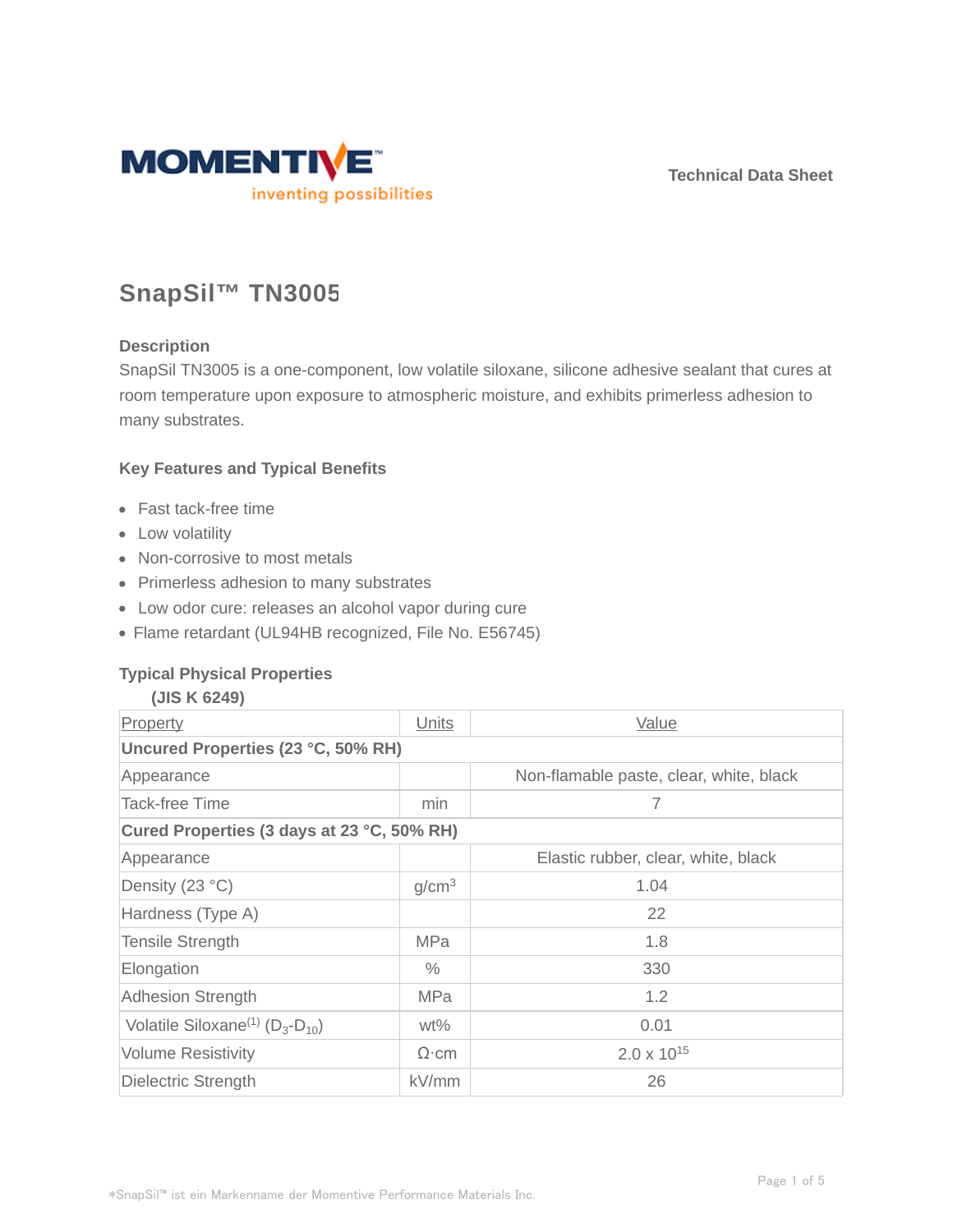Technical Data Sheet

# SnapSil™ TN3005

## Description

SnapSil TN3005 is a one-component, low volatile siloxane, silicone adhesive sealant that cures at room temperature upon exposure to atmospheric moisture, and exhibits primerless adhesion to many substrates.

## Key Features and Typical Benefits

- Fast tack-free time
- Low volatility
- Non-corrosive to most metals
- Primerless adhesion to many substrates
- Low odor cure: releases an alcohol vapor during cure
- Flame retardant (UL94HB recognized, File No. E56745)

## Typical Physical Properties

**(JIS K 6249)**

| Property | Units | Value |
|---|---|---|
| **Uncured Properties (23 °C, 50% RH)** | | |
| Appearance | | Non-flamable paste, clear, white, black |
| Tack-free Time | min | 7 |
| **Cured Properties (3 days at 23 °C, 50% RH)** | | |
| Appearance | | Elastic rubber, clear, white, black |
| Density (23 °C) | g/cm$^3$ | 1.04 |
| Hardness (Type A) | | 22 |
| Tensile Strength | MPa | 1.8 |
| Elongation | % | 330 |
| Adhesion Strength | MPa | 1.2 |
| Volatile Siloxane(1) ($D_3$-$D_{10}$) | wt% | 0.01 |
| Volume Resistivity | Ω·cm | $2.0 \times 10^{15}$ |
| Dielectric Strength | kV/mm | 26 |

*SnapSil™ ist ein Markenname der Momentive Performance Materials Inc.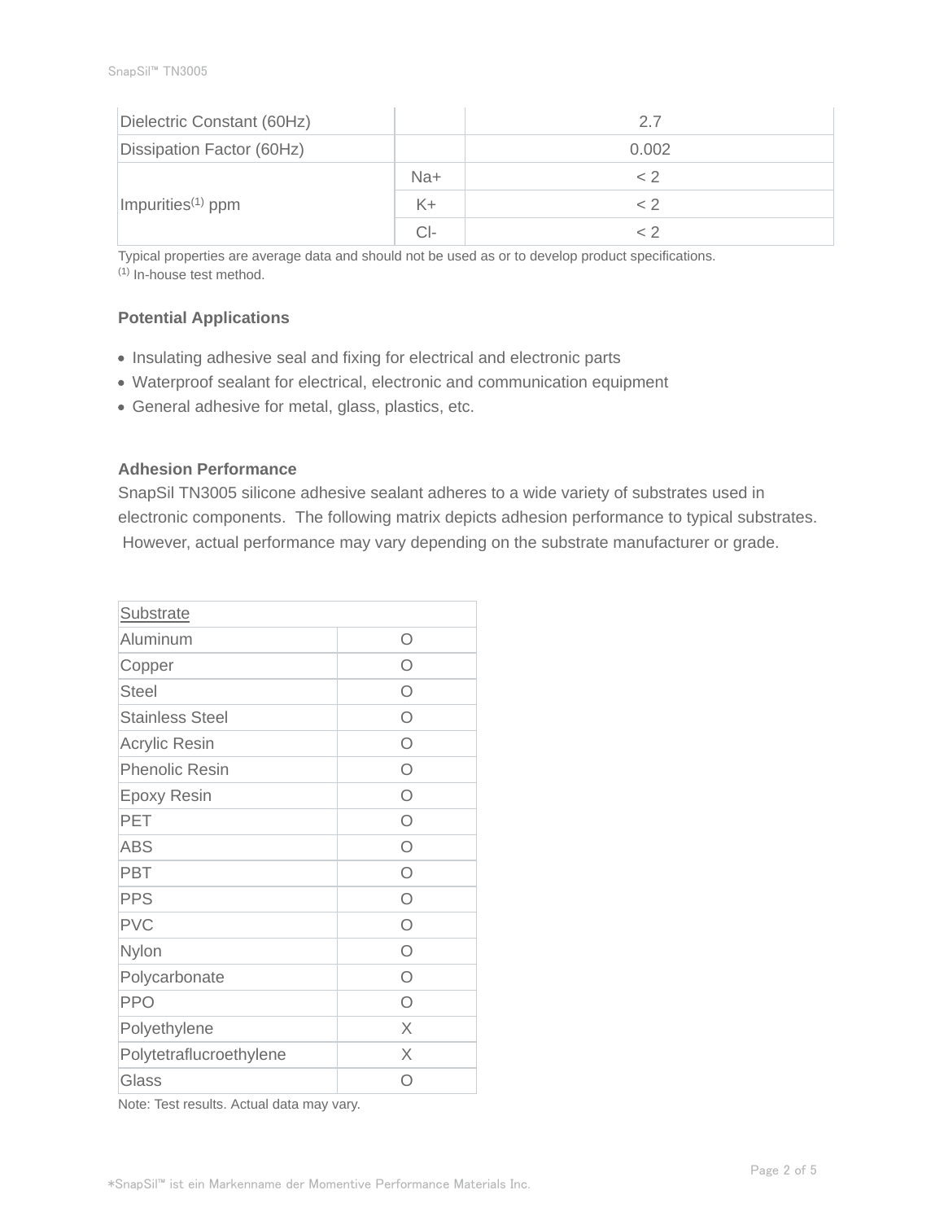| Dielectric Constant (60Hz) | | 2.7 |
|---|---|---|
| Dissipation Factor (60Hz) | | 0.002 |
| Impurities[1] ppm | Na+ | < 2 |
| | K+ | < 2 |
| | Cl- | < 2 |

Typical properties are average data and should not be used as or to develop product specifications.
[1] In-house test method.

**Potential Applications**

- Insulating adhesive seal and fixing for electrical and electronic parts
- Waterproof sealant for electrical, electronic and communication equipment
- General adhesive for metal, glass, plastics, etc.

**Adhesion Performance**

SnapSil TN3005 silicone adhesive sealant adheres to a wide variety of substrates used in electronic components. The following matrix depicts adhesion performance to typical substrates. However, actual performance may vary depending on the substrate manufacturer or grade.

| Substrate | |
|---|---|
| Aluminum | O |
| Copper | O |
| Steel | O |
| Stainless Steel | O |
| Acrylic Resin | O |
| Phenolic Resin | O |
| Epoxy Resin | O |
| PET | O |
| ABS | O |
| PBT | O |
| PPS | O |
| PVC | O |
| Nylon | O |
| Polycarbonate | O |
| PPO | O |
| Polyethylene | X |
| Polytetraflucroethylene | X |
| Glass | O |

Note: Test results. Actual data may vary.

*SnapSil™ ist ein Markenname der Momentive Performance Materials Inc.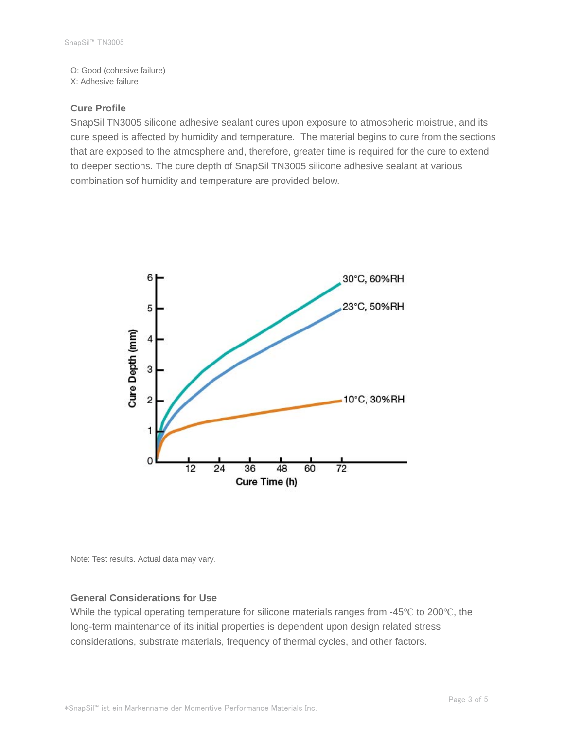O: Good (cohesive failure)
X: Adhesive failure

### Cure Profile

SnapSil TN3005 silicone adhesive sealant cures upon exposure to atmospheric moistrue, and its cure speed is affected by humidity and temperature. The material begins to cure from the sections that are exposed to the atmosphere and, therefore, greater time is required for the cure to extend to deeper sections. The cure depth of SnapSil TN3005 silicone adhesive sealant at various combination sof humidity and temperature are provided below.

Note: Test results. Actual data may vary.

### General Considerations for Use

While the typical operating temperature for silicone materials ranges from -45℃ to 200℃, the long-term maintenance of its initial properties is dependent upon design related stress considerations, substrate materials, frequency of thermal cycles, and other factors.

*SnapSil™ ist ein Markenname der Momentive Performance Materials Inc.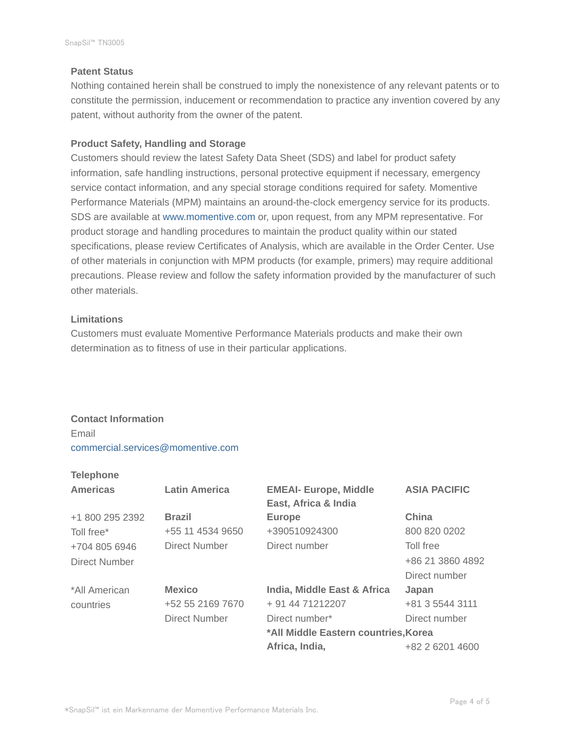### Patent Status

Nothing contained herein shall be construed to imply the nonexistence of any relevant patents or to constitute the permission, inducement or recommendation to practice any invention covered by any patent, without authority from the owner of the patent.

### Product Safety, Handling and Storage

Customers should review the latest Safety Data Sheet (SDS) and label for product safety information, safe handling instructions, personal protective equipment if necessary, emergency service contact information, and any special storage conditions required for safety. Momentive Performance Materials (MPM) maintains an around-the-clock emergency service for its products. SDS are available at www.momentive.com or, upon request, from any MPM representative. For product storage and handling procedures to maintain the product quality within our stated specifications, please review Certificates of Analysis, which are available in the Order Center. Use of other materials in conjunction with MPM products (for example, primers) may require additional precautions. Please review and follow the safety information provided by the manufacturer of such other materials.

### Limitations

Customers must evaluate Momentive Performance Materials products and make their own determination as to fitness of use in their particular applications.

### Contact Information

Email
commercial.services@momentive.com

**Telephone**

| Americas | Latin America | EMEAI- Europe, Middle East, Africa & India | ASIA PACIFIC |
|---|---|---|---|
| +1 800 295 2392<br>Toll free*<br>+704 805 6946<br>Direct Number | **Brazil**<br>+55 11 4534 9650<br>Direct Number | **Europe**<br>+390510924300<br>Direct number | **China**<br>800 820 0202<br>Toll free<br>+86 21 3860 4892<br>Direct number |
| *All American countries | **Mexico**<br>+52 55 2169 7670<br>Direct Number | **India, Middle East & Africa**<br>+ 91 44 71212207<br>Direct number* | **Japan**<br>+81 3 5544 3111<br>Direct number |
| | | ***All Middle Eastern countries, Africa, India,** | **Korea**<br>+82 2 6201 4600 |

*SnapSil™ ist ein Markenname der Momentive Performance Materials Inc.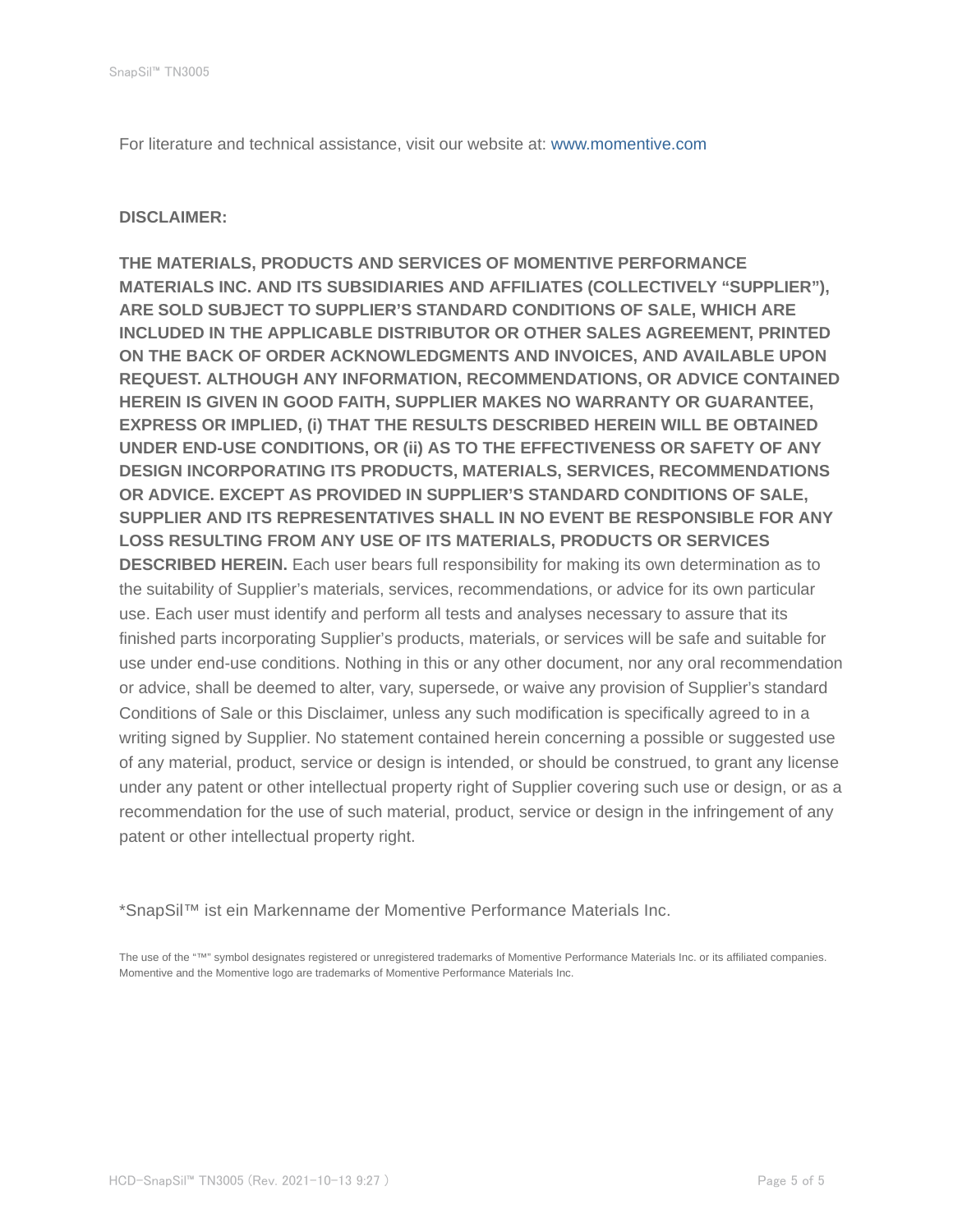For literature and technical assistance, visit our website at: www.momentive.com

**DISCLAIMER:**

**THE MATERIALS, PRODUCTS AND SERVICES OF MOMENTIVE PERFORMANCE MATERIALS INC. AND ITS SUBSIDIARIES AND AFFILIATES (COLLECTIVELY “SUPPLIER”), ARE SOLD SUBJECT TO SUPPLIER’S STANDARD CONDITIONS OF SALE, WHICH ARE INCLUDED IN THE APPLICABLE DISTRIBUTOR OR OTHER SALES AGREEMENT, PRINTED ON THE BACK OF ORDER ACKNOWLEDGMENTS AND INVOICES, AND AVAILABLE UPON REQUEST. ALTHOUGH ANY INFORMATION, RECOMMENDATIONS, OR ADVICE CONTAINED HEREIN IS GIVEN IN GOOD FAITH, SUPPLIER MAKES NO WARRANTY OR GUARANTEE, EXPRESS OR IMPLIED, (i) THAT THE RESULTS DESCRIBED HEREIN WILL BE OBTAINED UNDER END-USE CONDITIONS, OR (ii) AS TO THE EFFECTIVENESS OR SAFETY OF ANY DESIGN INCORPORATING ITS PRODUCTS, MATERIALS, SERVICES, RECOMMENDATIONS OR ADVICE. EXCEPT AS PROVIDED IN SUPPLIER’S STANDARD CONDITIONS OF SALE, SUPPLIER AND ITS REPRESENTATIVES SHALL IN NO EVENT BE RESPONSIBLE FOR ANY LOSS RESULTING FROM ANY USE OF ITS MATERIALS, PRODUCTS OR SERVICES DESCRIBED HEREIN.** Each user bears full responsibility for making its own determination as to the suitability of Supplier’s materials, services, recommendations, or advice for its own particular use. Each user must identify and perform all tests and analyses necessary to assure that its finished parts incorporating Supplier’s products, materials, or services will be safe and suitable for use under end-use conditions. Nothing in this or any other document, nor any oral recommendation or advice, shall be deemed to alter, vary, supersede, or waive any provision of Supplier’s standard Conditions of Sale or this Disclaimer, unless any such modification is specifically agreed to in a writing signed by Supplier. No statement contained herein concerning a possible or suggested use of any material, product, service or design is intended, or should be construed, to grant any license under any patent or other intellectual property right of Supplier covering such use or design, or as a recommendation for the use of such material, product, service or design in the infringement of any patent or other intellectual property right.

*SnapSil™ ist ein Markenname der Momentive Performance Materials Inc.

The use of the “™” symbol designates registered or unregistered trademarks of Momentive Performance Materials Inc. or its affiliated companies. Momentive and the Momentive logo are trademarks of Momentive Performance Materials Inc.